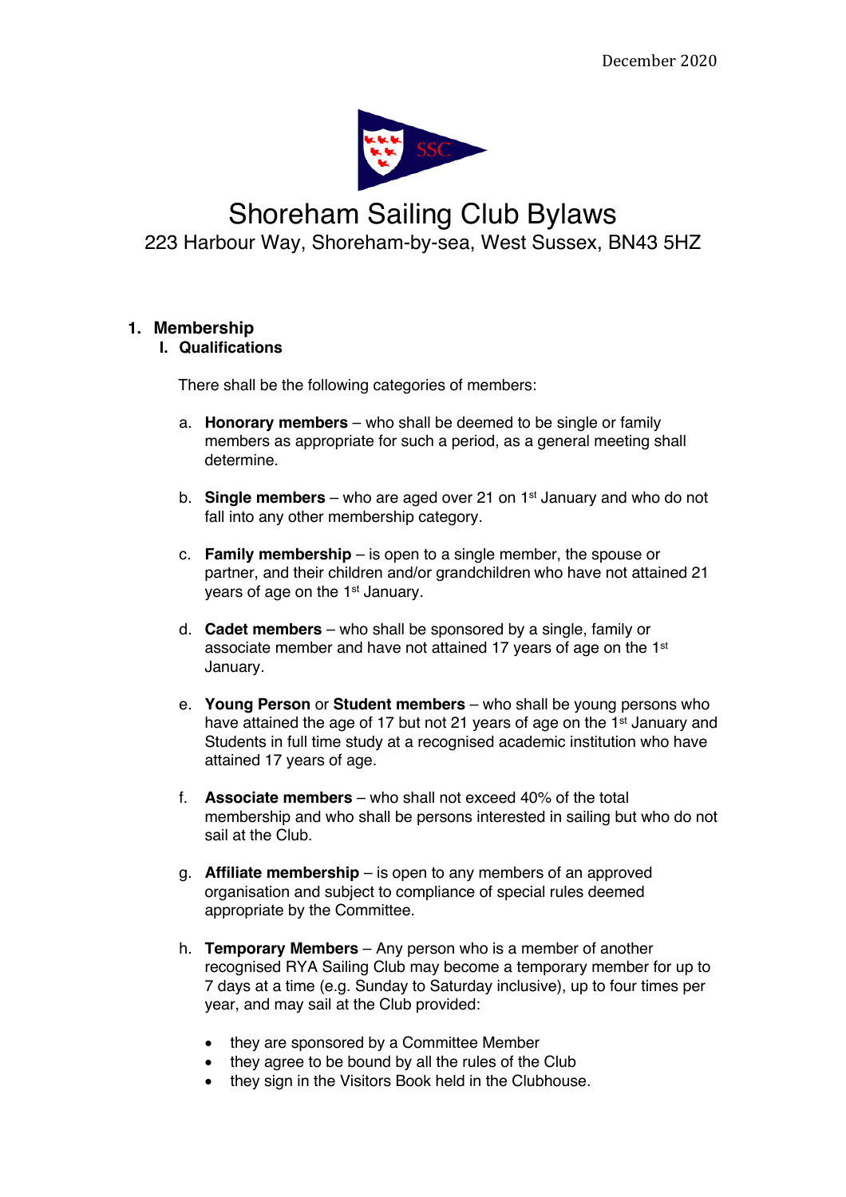December 2020

# Shoreham Sailing Club Bylaws

223 Harbour Way, Shoreham-by-sea, West Sussex, BN43 5HZ

## 1. Membership

### I. Qualifications

There shall be the following categories of members:

a. **Honorary members** – who shall be deemed to be single or family members as appropriate for such a period, as a general meeting shall determine.

b. **Single members** – who are aged over 21 on 1st January and who do not fall into any other membership category.

c. **Family membership** – is open to a single member, the spouse or partner, and their children and/or grandchildren who have not attained 21 years of age on the 1st January.

d. **Cadet members** – who shall be sponsored by a single, family or associate member and have not attained 17 years of age on the 1st January.

e. **Young Person** or **Student members** – who shall be young persons who have attained the age of 17 but not 21 years of age on the 1st January and Students in full time study at a recognised academic institution who have attained 17 years of age.

f. **Associate members** – who shall not exceed 40% of the total membership and who shall be persons interested in sailing but who do not sail at the Club.

g. **Affiliate membership** – is open to any members of an approved organisation and subject to compliance of special rules deemed appropriate by the Committee.

h. **Temporary Members** – Any person who is a member of another recognised RYA Sailing Club may become a temporary member for up to 7 days at a time (e.g. Sunday to Saturday inclusive), up to four times per year, and may sail at the Club provided:

- they are sponsored by a Committee Member
- they agree to be bound by all the rules of the Club
- they sign in the Visitors Book held in the Clubhouse.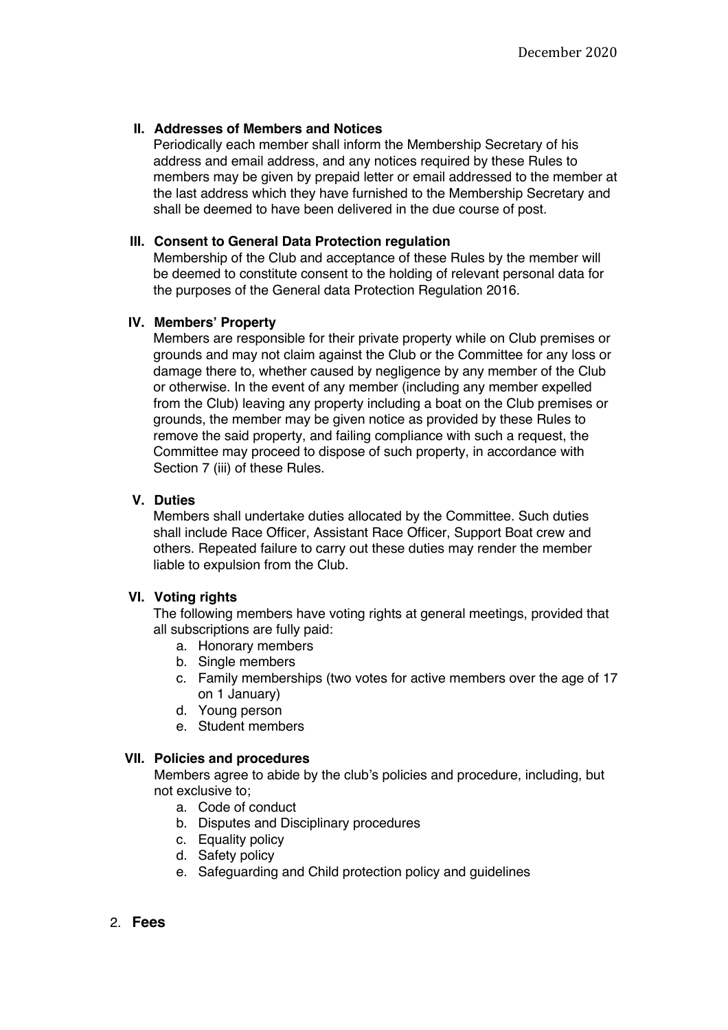### II. Addresses of Members and Notices

Periodically each member shall inform the Membership Secretary of his address and email address, and any notices required by these Rules to members may be given by prepaid letter or email addressed to the member at the last address which they have furnished to the Membership Secretary and shall be deemed to have been delivered in the due course of post.

### III. Consent to General Data Protection regulation

Membership of the Club and acceptance of these Rules by the member will be deemed to constitute consent to the holding of relevant personal data for the purposes of the General data Protection Regulation 2016.

### IV. Members' Property

Members are responsible for their private property while on Club premises or grounds and may not claim against the Club or the Committee for any loss or damage there to, whether caused by negligence by any member of the Club or otherwise. In the event of any member (including any member expelled from the Club) leaving any property including a boat on the Club premises or grounds, the member may be given notice as provided by these Rules to remove the said property, and failing compliance with such a request, the Committee may proceed to dispose of such property, in accordance with Section 7 (iii) of these Rules.

### V. Duties

Members shall undertake duties allocated by the Committee. Such duties shall include Race Officer, Assistant Race Officer, Support Boat crew and others. Repeated failure to carry out these duties may render the member liable to expulsion from the Club.

### VI. Voting rights

The following members have voting rights at general meetings, provided that all subscriptions are fully paid:

a. Honorary members
b. Single members
c. Family memberships (two votes for active members over the age of 17 on 1 January)
d. Young person
e. Student members

### VII. Policies and procedures

Members agree to abide by the club's policies and procedure, including, but not exclusive to;

a. Code of conduct
b. Disputes and Disciplinary procedures
c. Equality policy
d. Safety policy
e. Safeguarding and Child protection policy and guidelines

## 2. Fees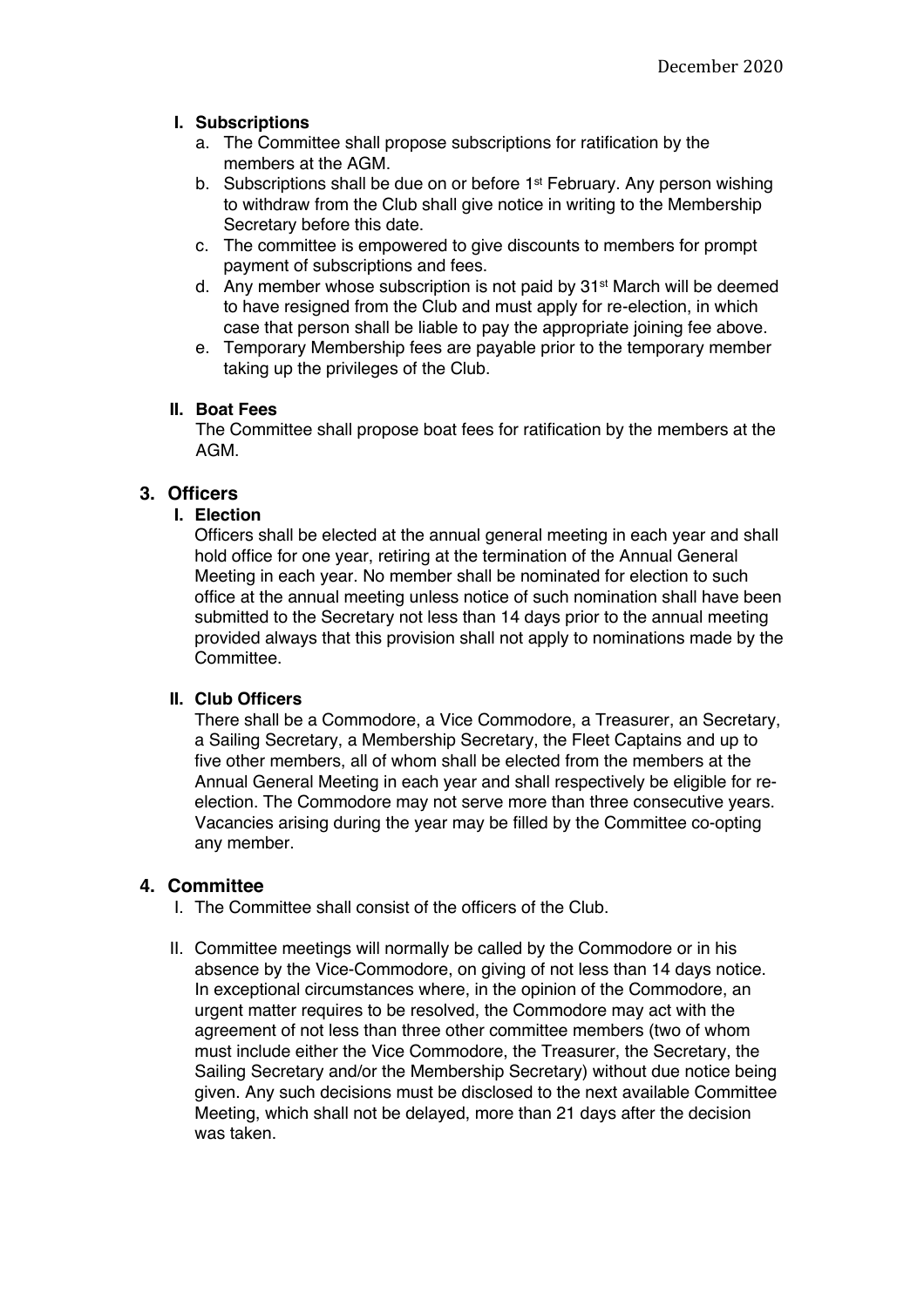**I. Subscriptions**

a. The Committee shall propose subscriptions for ratification by the members at the AGM.
b. Subscriptions shall be due on or before 1st February. Any person wishing to withdraw from the Club shall give notice in writing to the Membership Secretary before this date.
c. The committee is empowered to give discounts to members for prompt payment of subscriptions and fees.
d. Any member whose subscription is not paid by 31st March will be deemed to have resigned from the Club and must apply for re-election, in which case that person shall be liable to pay the appropriate joining fee above.
e. Temporary Membership fees are payable prior to the temporary member taking up the privileges of the Club.

**II. Boat Fees**

The Committee shall propose boat fees for ratification by the members at the AGM.

## 3. Officers

**I. Election**

Officers shall be elected at the annual general meeting in each year and shall hold office for one year, retiring at the termination of the Annual General Meeting in each year. No member shall be nominated for election to such office at the annual meeting unless notice of such nomination shall have been submitted to the Secretary not less than 14 days prior to the annual meeting provided always that this provision shall not apply to nominations made by the Committee.

**II. Club Officers**

There shall be a Commodore, a Vice Commodore, a Treasurer, an Secretary, a Sailing Secretary, a Membership Secretary, the Fleet Captains and up to five other members, all of whom shall be elected from the members at the Annual General Meeting in each year and shall respectively be eligible for re-election. The Commodore may not serve more than three consecutive years. Vacancies arising during the year may be filled by the Committee co-opting any member.

## 4. Committee

I. The Committee shall consist of the officers of the Club.

II. Committee meetings will normally be called by the Commodore or in his absence by the Vice-Commodore, on giving of not less than 14 days notice. In exceptional circumstances where, in the opinion of the Commodore, an urgent matter requires to be resolved, the Commodore may act with the agreement of not less than three other committee members (two of whom must include either the Vice Commodore, the Treasurer, the Secretary, the Sailing Secretary and/or the Membership Secretary) without due notice being given. Any such decisions must be disclosed to the next available Committee Meeting, which shall not be delayed, more than 21 days after the decision was taken.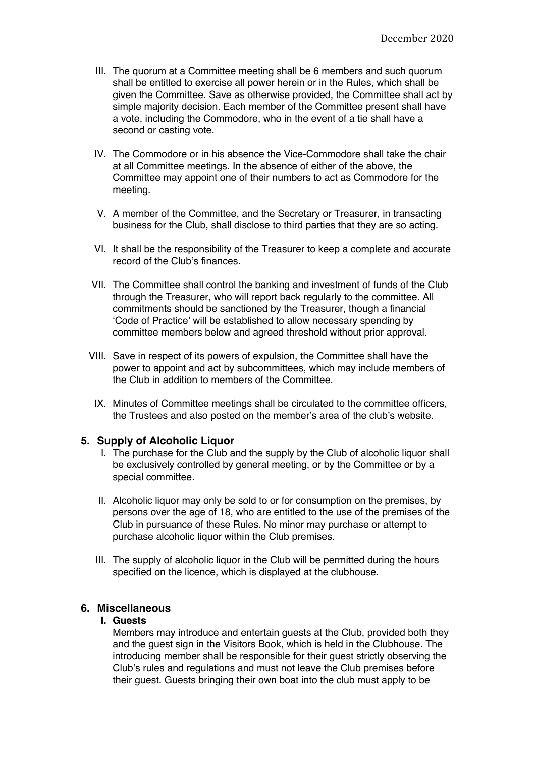III. The quorum at a Committee meeting shall be 6 members and such quorum shall be entitled to exercise all power herein or in the Rules, which shall be given the Committee. Save as otherwise provided, the Committee shall act by simple majority decision. Each member of the Committee present shall have a vote, including the Commodore, who in the event of a tie shall have a second or casting vote.

IV. The Commodore or in his absence the Vice-Commodore shall take the chair at all Committee meetings. In the absence of either of the above, the Committee may appoint one of their numbers to act as Commodore for the meeting.

V. A member of the Committee, and the Secretary or Treasurer, in transacting business for the Club, shall disclose to third parties that they are so acting.

VI. It shall be the responsibility of the Treasurer to keep a complete and accurate record of the Club's finances.

VII. The Committee shall control the banking and investment of funds of the Club through the Treasurer, who will report back regularly to the committee. All commitments should be sanctioned by the Treasurer, though a financial 'Code of Practice' will be established to allow necessary spending by committee members below and agreed threshold without prior approval.

VIII. Save in respect of its powers of expulsion, the Committee shall have the power to appoint and act by subcommittees, which may include members of the Club in addition to members of the Committee.

IX. Minutes of Committee meetings shall be circulated to the committee officers, the Trustees and also posted on the member's area of the club's website.

## 5. Supply of Alcoholic Liquor

I. The purchase for the Club and the supply by the Club of alcoholic liquor shall be exclusively controlled by general meeting, or by the Committee or by a special committee.

II. Alcoholic liquor may only be sold to or for consumption on the premises, by persons over the age of 18, who are entitled to the use of the premises of the Club in pursuance of these Rules. No minor may purchase or attempt to purchase alcoholic liquor within the Club premises.

III. The supply of alcoholic liquor in the Club will be permitted during the hours specified on the licence, which is displayed at the clubhouse.

## 6. Miscellaneous

### I. Guests

Members may introduce and entertain guests at the Club, provided both they and the guest sign in the Visitors Book, which is held in the Clubhouse. The introducing member shall be responsible for their guest strictly observing the Club's rules and regulations and must not leave the Club premises before their guest. Guests bringing their own boat into the club must apply to be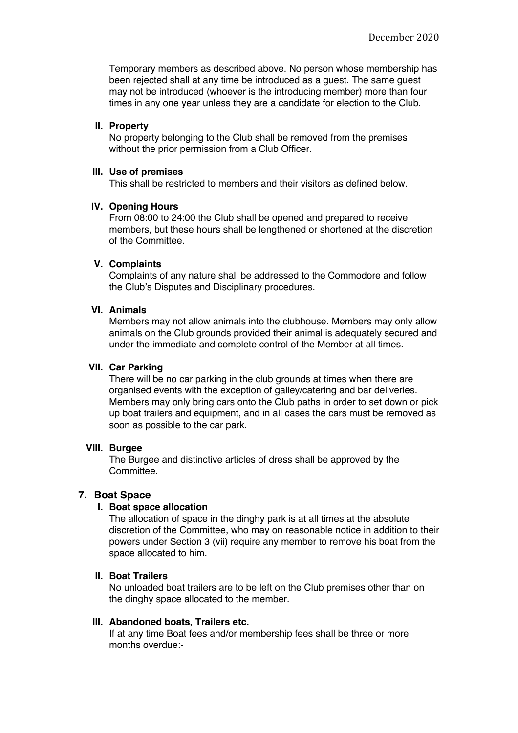Temporary members as described above. No person whose membership has been rejected shall at any time be introduced as a guest. The same guest may not be introduced (whoever is the introducing member) more than four times in any one year unless they are a candidate for election to the Club.

**II. Property**

No property belonging to the Club shall be removed from the premises without the prior permission from a Club Officer.

**III. Use of premises**

This shall be restricted to members and their visitors as defined below.

**IV. Opening Hours**

From 08:00 to 24:00 the Club shall be opened and prepared to receive members, but these hours shall be lengthened or shortened at the discretion of the Committee.

**V. Complaints**

Complaints of any nature shall be addressed to the Commodore and follow the Club's Disputes and Disciplinary procedures.

**VI. Animals**

Members may not allow animals into the clubhouse. Members may only allow animals on the Club grounds provided their animal is adequately secured and under the immediate and complete control of the Member at all times.

**VII. Car Parking**

There will be no car parking in the club grounds at times when there are organised events with the exception of galley/catering and bar deliveries. Members may only bring cars onto the Club paths in order to set down or pick up boat trailers and equipment, and in all cases the cars must be removed as soon as possible to the car park.

**VIII. Burgee**

The Burgee and distinctive articles of dress shall be approved by the Committee.

## 7. Boat Space

**I. Boat space allocation**

The allocation of space in the dinghy park is at all times at the absolute discretion of the Committee, who may on reasonable notice in addition to their powers under Section 3 (vii) require any member to remove his boat from the space allocated to him.

**II. Boat Trailers**

No unloaded boat trailers are to be left on the Club premises other than on the dinghy space allocated to the member.

**III. Abandoned boats, Trailers etc.**

If at any time Boat fees and/or membership fees shall be three or more months overdue:-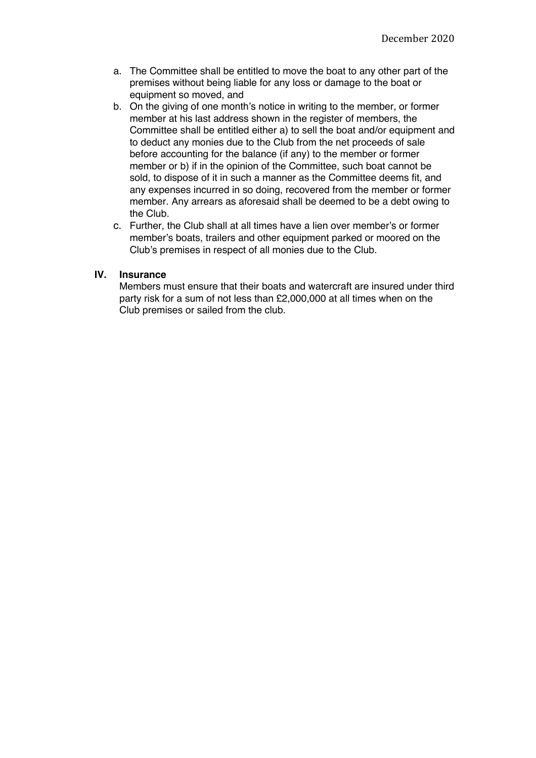a. The Committee shall be entitled to move the boat to any other part of the premises without being liable for any loss or damage to the boat or equipment so moved, and
b. On the giving of one month's notice in writing to the member, or former member at his last address shown in the register of members, the Committee shall be entitled either a) to sell the boat and/or equipment and to deduct any monies due to the Club from the net proceeds of sale before accounting for the balance (if any) to the member or former member or b) if in the opinion of the Committee, such boat cannot be sold, to dispose of it in such a manner as the Committee deems fit, and any expenses incurred in so doing, recovered from the member or former member. Any arrears as aforesaid shall be deemed to be a debt owing to the Club.
c. Further, the Club shall at all times have a lien over member's or former member's boats, trailers and other equipment parked or moored on the Club's premises in respect of all monies due to the Club.

**IV. Insurance**

Members must ensure that their boats and watercraft are insured under third party risk for a sum of not less than £2,000,000 at all times when on the Club premises or sailed from the club.